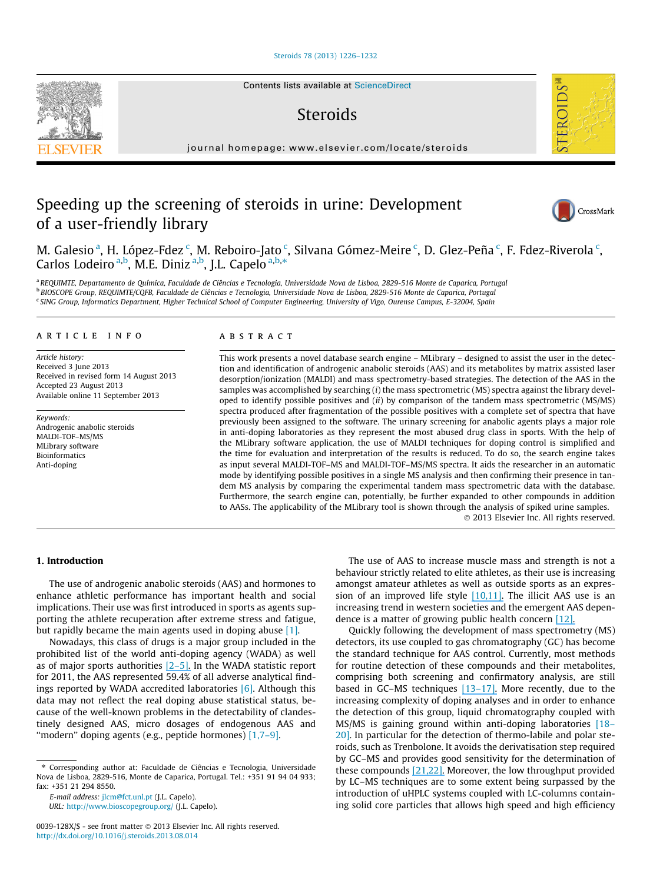# Speeding up the screening of steroids in urine: Development of a user-friendly library

M. Galesio [a], H. López-Fdez [c], M. Reboiro-Jato [c], Silvana Gómez-Meire [c], D. Glez-Peña [c], F. Fdez-Riverola [c], Carlos Lodeiro [a,b], M.E. Diniz [a,b], J.L. Capelo [a,b,*]

[a] REQUIMTE, Departamento de Química, Faculdade de Ciências e Tecnologia, Universidade Nova de Lisboa, 2829-516 Monte de Caparica, Portugal
[b] BIOSCOPE Group, REQUIMTE/CQFB, Faculdade de Ciências e Tecnologia, Universidade Nova de Lisboa, 2829-516 Monte de Caparica, Portugal
[c] SING Group, Informatics Department, Higher Technical School of Computer Engineering, University of Vigo, Ourense Campus, E-32004, Spain

**ARTICLE INFO**

*Article history:*
Received 3 June 2013
Received in revised form 14 August 2013
Accepted 23 August 2013
Available online 11 September 2013

*Keywords:*
Androgenic anabolic steroids
MALDI-TOF–MS/MS
MLibrary software
Bioinformatics
Anti-doping

**ABSTRACT**

This work presents a novel database search engine – MLibrary – designed to assist the user in the detection and identification of androgenic anabolic steroids (AAS) and its metabolites by matrix assisted laser desorption/ionization (MALDI) and mass spectrometry-based strategies. The detection of the AAS in the samples was accomplished by searching (*i*) the mass spectrometric (MS) spectra against the library developed to identify possible positives and (*ii*) by comparison of the tandem mass spectrometric (MS/MS) spectra produced after fragmentation of the possible positives with a complete set of spectra that have previously been assigned to the software. The urinary screening for anabolic agents plays a major role in anti-doping laboratories as they represent the most abused drug class in sports. With the help of the MLibrary software application, the use of MALDI techniques for doping control is simplified and the time for evaluation and interpretation of the results is reduced. To do so, the search engine takes as input several MALDI-TOF–MS and MALDI-TOF–MS/MS spectra. It aids the researcher in an automatic mode by identifying possible positives in a single MS analysis and then confirming their presence in tandem MS analysis by comparing the experimental tandem mass spectrometric data with the database. Furthermore, the search engine can, potentially, be further expanded to other compounds in addition to AASs. The applicability of the MLibrary tool is shown through the analysis of spiked urine samples.

© 2013 Elsevier Inc. All rights reserved.

## 1. Introduction

The use of androgenic anabolic steroids (AAS) and hormones to enhance athletic performance has important health and social implications. Their use was first introduced in sports as agents supporting the athlete recuperation after extreme stress and fatigue, but rapidly became the main agents used in doping abuse [1].

Nowadays, this class of drugs is a major group included in the prohibited list of the world anti-doping agency (WADA) as well as of major sports authorities [2–5]. In the WADA statistic report for 2011, the AAS represented 59.4% of all adverse analytical findings reported by WADA accredited laboratories [6]. Although this data may not reflect the real doping abuse statistical status, because of the well-known problems in the detectability of clandestinely designed AAS, micro dosages of endogenous AAS and "modern" doping agents (e.g., peptide hormones) [1,7–9].

The use of AAS to increase muscle mass and strength is not a behaviour strictly related to elite athletes, as their use is increasing amongst amateur athletes as well as outside sports as an expression of an improved life style [10,11]. The illicit AAS use is an increasing trend in western societies and the emergent AAS dependence is a matter of growing public health concern [12].

Quickly following the development of mass spectrometry (MS) detectors, its use coupled to gas chromatography (GC) has become the standard technique for AAS control. Currently, most methods for routine detection of these compounds and their metabolites, comprising both screening and confirmatory analysis, are still based in GC–MS techniques [13–17]. More recently, due to the increasing complexity of doping analyses and in order to enhance the detection of this group, liquid chromatography coupled with MS/MS is gaining ground within anti-doping laboratories [18–20]. In particular for the detection of thermo-labile and polar steroids, such as Trenbolone. It avoids the derivatisation step required by GC–MS and provides good sensitivity for the determination of these compounds [21,22]. Moreover, the low throughput provided by LC–MS techniques are to some extent being surpassed by the introduction of uHPLC systems coupled with LC-columns containing solid core particles that allows high speed and high efficiency

* Corresponding author at: Faculdade de Ciências e Tecnologia, Universidade Nova de Lisboa, 2829-516, Monte de Caparica, Portugal. Tel.: +351 91 94 04 933; fax: +351 21 294 8550.
*E-mail address:* jlcm@fct.unl.pt (J.L. Capelo).
*URL:* http://www.bioscopegroup.org/ (J.L. Capelo).

0039-128X/$ - see front matter © 2013 Elsevier Inc. All rights reserved.
http://dx.doi.org/10.1016/j.steroids.2013.08.014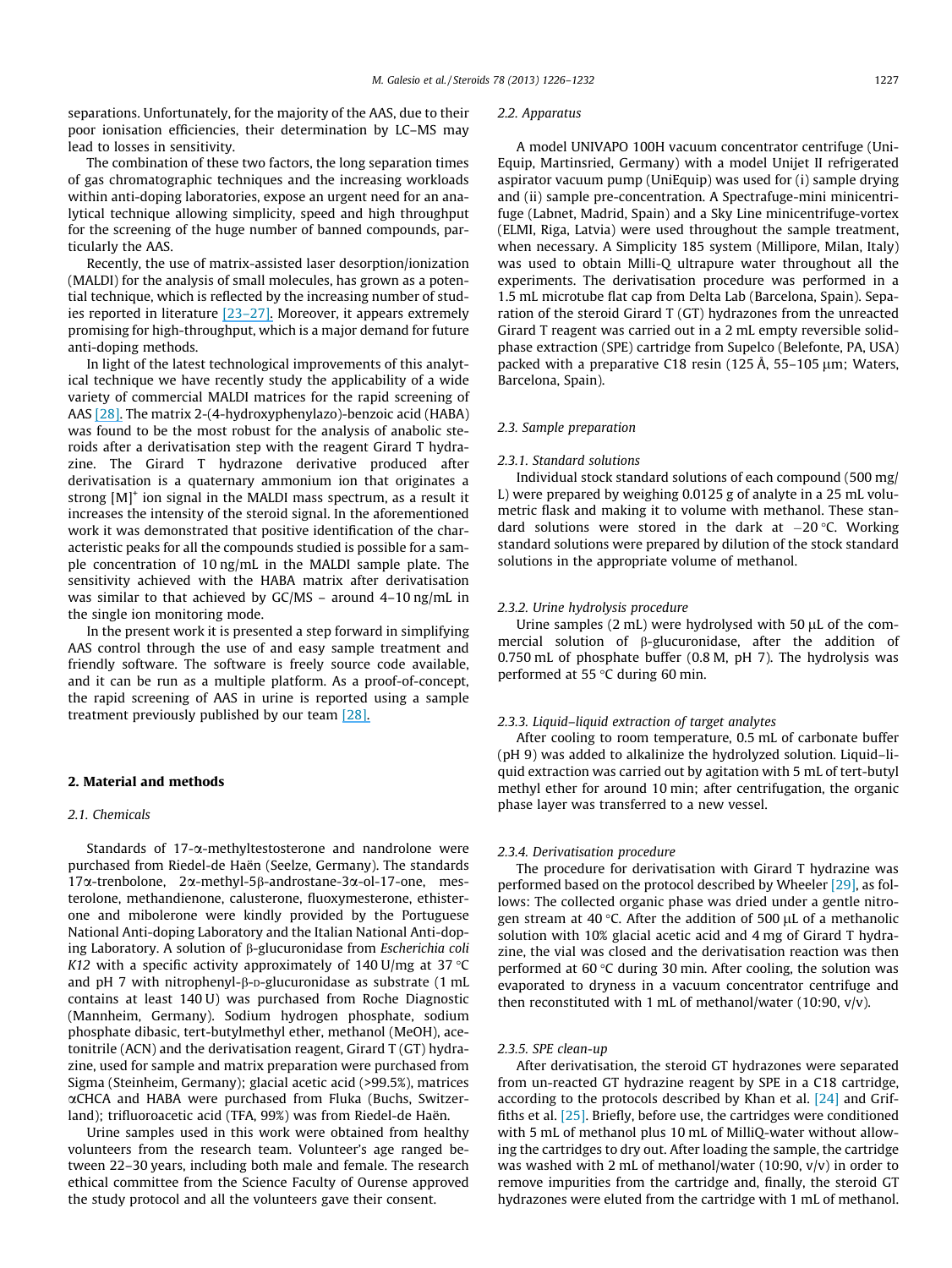separations. Unfortunately, for the majority of the AAS, due to their poor ionisation efficiencies, their determination by LC–MS may lead to losses in sensitivity.

The combination of these two factors, the long separation times of gas chromatographic techniques and the increasing workloads within anti-doping laboratories, expose an urgent need for an analytical technique allowing simplicity, speed and high throughput for the screening of the huge number of banned compounds, particularly the AAS.

Recently, the use of matrix-assisted laser desorption/ionization (MALDI) for the analysis of small molecules, has grown as a potential technique, which is reflected by the increasing number of studies reported in literature [23–27]. Moreover, it appears extremely promising for high-throughput, which is a major demand for future anti-doping methods.

In light of the latest technological improvements of this analytical technique we have recently study the applicability of a wide variety of commercial MALDI matrices for the rapid screening of AAS [28]. The matrix 2-(4-hydroxyphenylazo)-benzoic acid (HABA) was found to be the most robust for the analysis of anabolic steroids after a derivatisation step with the reagent Girard T hydrazine. The Girard T hydrazone derivative produced after derivatisation is a quaternary ammonium ion that originates a strong $[M]^+$ ion signal in the MALDI mass spectrum, as a result it increases the intensity of the steroid signal. In the aforementioned work it was demonstrated that positive identification of the characteristic peaks for all the compounds studied is possible for a sample concentration of 10 ng/mL in the MALDI sample plate. The sensitivity achieved with the HABA matrix after derivatisation was similar to that achieved by GC/MS – around 4–10 ng/mL in the single ion monitoring mode.

In the present work it is presented a step forward in simplifying AAS control through the use of and easy sample treatment and friendly software. The software is freely source code available, and it can be run as a multiple platform. As a proof-of-concept, the rapid screening of AAS in urine is reported using a sample treatment previously published by our team [28].

## 2. Material and methods

### 2.1. Chemicals

Standards of 17-α-methyltestosterone and nandrolone were purchased from Riedel-de Haën (Seelze, Germany). The standards 17α-trenbolone, 2α-methyl-5β-androstane-3α-ol-17-one, mesterolone, methandienone, calusterone, fluoxymesterone, ethisterone and mibolerone were kindly provided by the Portuguese National Anti-doping Laboratory and the Italian National Anti-doping Laboratory. A solution of β-glucuronidase from *Escherichia coli K12* with a specific activity approximately of 140 U/mg at 37 °C and pH 7 with nitrophenyl-β-D-glucuronidase as substrate (1 mL contains at least 140 U) was purchased from Roche Diagnostic (Mannheim, Germany). Sodium hydrogen phosphate, sodium phosphate dibasic, tert-butylmethyl ether, methanol (MeOH), acetonitrile (ACN) and the derivatisation reagent, Girard T (GT) hydrazine, used for sample and matrix preparation were purchased from Sigma (Steinheim, Germany); glacial acetic acid (>99.5%), matrices αCHCA and HABA were purchased from Fluka (Buchs, Switzerland); trifluoroacetic acid (TFA, 99%) was from Riedel-de Haën.

Urine samples used in this work were obtained from healthy volunteers from the research team. Volunteer's age ranged between 22–30 years, including both male and female. The research ethical committee from the Science Faculty of Ourense approved the study protocol and all the volunteers gave their consent.

### 2.2. Apparatus

A model UNIVAPO 100H vacuum concentrator centrifuge (Uni-Equip, Martinsried, Germany) with a model Unijet II refrigerated aspirator vacuum pump (UniEquip) was used for (i) sample drying and (ii) sample pre-concentration. A Spectrafuge-mini minicentrifuge (Labnet, Madrid, Spain) and a Sky Line minicentrifuge-vortex (ELMI, Riga, Latvia) were used throughout the sample treatment, when necessary. A Simplicity 185 system (Millipore, Milan, Italy) was used to obtain Milli-Q ultrapure water throughout all the experiments. The derivatisation procedure was performed in a 1.5 mL microtube flat cap from Delta Lab (Barcelona, Spain). Separation of the steroid Girard T (GT) hydrazones from the unreacted Girard T reagent was carried out in a 2 mL empty reversible solid-phase extraction (SPE) cartridge from Supelco (Belefonte, PA, USA) packed with a preparative C18 resin (125 Å, 55–105 μm; Waters, Barcelona, Spain).

### 2.3. Sample preparation

#### 2.3.1. Standard solutions

Individual stock standard solutions of each compound (500 mg/L) were prepared by weighing 0.0125 g of analyte in a 25 mL volumetric flask and making it to volume with methanol. These standard solutions were stored in the dark at −20 °C. Working standard solutions were prepared by dilution of the stock standard solutions in the appropriate volume of methanol.

#### 2.3.2. Urine hydrolysis procedure

Urine samples (2 mL) were hydrolysed with 50 μL of the commercial solution of β-glucuronidase, after the addition of 0.750 mL of phosphate buffer (0.8 M, pH 7). The hydrolysis was performed at 55 °C during 60 min.

#### 2.3.3. Liquid–liquid extraction of target analytes

After cooling to room temperature, 0.5 mL of carbonate buffer (pH 9) was added to alkalinize the hydrolyzed solution. Liquid–liquid extraction was carried out by agitation with 5 mL of tert-butyl methyl ether for around 10 min; after centrifugation, the organic phase layer was transferred to a new vessel.

#### 2.3.4. Derivatisation procedure

The procedure for derivatisation with Girard T hydrazine was performed based on the protocol described by Wheeler [29], as follows: The collected organic phase was dried under a gentle nitrogen stream at 40 °C. After the addition of 500 μL of a methanolic solution with 10% glacial acetic acid and 4 mg of Girard T hydrazine, the vial was closed and the derivatisation reaction was then performed at 60 °C during 30 min. After cooling, the solution was evaporated to dryness in a vacuum concentrator centrifuge and then reconstituted with 1 mL of methanol/water (10:90, v/v).

#### 2.3.5. SPE clean-up

After derivatisation, the steroid GT hydrazones were separated from un-reacted GT hydrazine reagent by SPE in a C18 cartridge, according to the protocols described by Khan et al. [24] and Griffiths et al. [25]. Briefly, before use, the cartridges were conditioned with 5 mL of methanol plus 10 mL of MilliQ-water without allowing the cartridges to dry out. After loading the sample, the cartridge was washed with 2 mL of methanol/water (10:90, v/v) in order to remove impurities from the cartridge and, finally, the steroid GT hydrazones were eluted from the cartridge with 1 mL of methanol.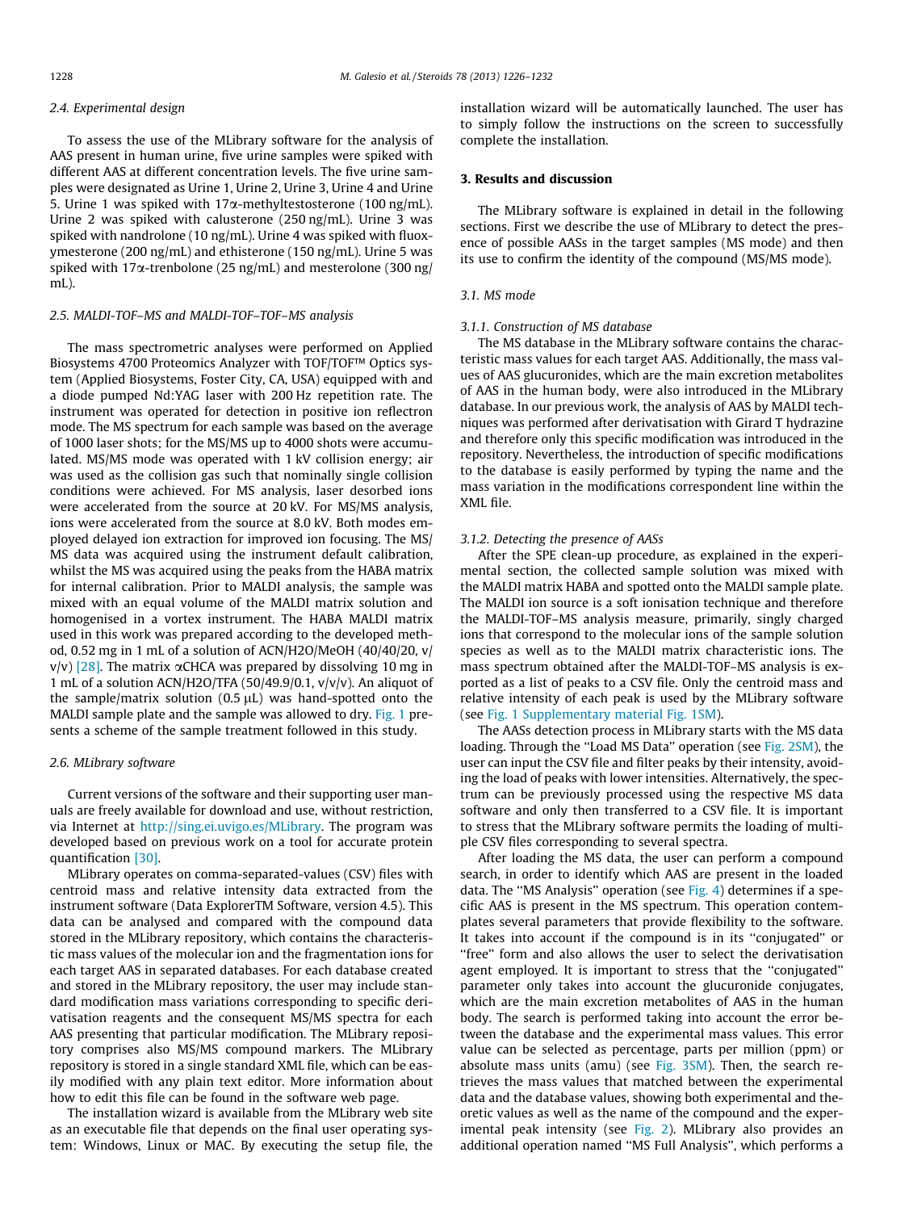### 2.4. Experimental design

To assess the use of the MLibrary software for the analysis of AAS present in human urine, five urine samples were spiked with different AAS at different concentration levels. The five urine samples were designated as Urine 1, Urine 2, Urine 3, Urine 4 and Urine 5. Urine 1 was spiked with 17α-methyltestosterone (100 ng/mL). Urine 2 was spiked with calusterone (250 ng/mL). Urine 3 was spiked with nandrolone (10 ng/mL). Urine 4 was spiked with fluoxymesterone (200 ng/mL) and ethisterone (150 ng/mL). Urine 5 was spiked with 17α-trenbolone (25 ng/mL) and mesterolone (300 ng/mL).

### 2.5. MALDI-TOF–MS and MALDI-TOF–TOF–MS analysis

The mass spectrometric analyses were performed on Applied Biosystems 4700 Proteomics Analyzer with TOF/TOF™ Optics system (Applied Biosystems, Foster City, CA, USA) equipped with and a diode pumped Nd:YAG laser with 200 Hz repetition rate. The instrument was operated for detection in positive ion reflectron mode. The MS spectrum for each sample was based on the average of 1000 laser shots; for the MS/MS up to 4000 shots were accumulated. MS/MS mode was operated with 1 kV collision energy; air was used as the collision gas such that nominally single collision conditions were achieved. For MS analysis, laser desorbed ions were accelerated from the source at 20 kV. For MS/MS analysis, ions were accelerated from the source at 8.0 kV. Both modes employed delayed ion extraction for improved ion focusing. The MS/MS data was acquired using the instrument default calibration, whilst the MS was acquired using the peaks from the HABA matrix for internal calibration. Prior to MALDI analysis, the sample was mixed with an equal volume of the MALDI matrix solution and homogenised in a vortex instrument. The HABA MALDI matrix used in this work was prepared according to the developed method, 0.52 mg in 1 mL of a solution of ACN/H2O/MeOH (40/40/20, v/v/v) [28]. The matrix αCHCA was prepared by dissolving 10 mg in 1 mL of a solution ACN/H2O/TFA (50/49.9/0.1, v/v/v). An aliquot of the sample/matrix solution (0.5 μL) was hand-spotted onto the MALDI sample plate and the sample was allowed to dry. Fig. 1 presents a scheme of the sample treatment followed in this study.

### 2.6. MLibrary software

Current versions of the software and their supporting user manuals are freely available for download and use, without restriction, via Internet at http://sing.ei.uvigo.es/MLibrary. The program was developed based on previous work on a tool for accurate protein quantification [30].

MLibrary operates on comma-separated-values (CSV) files with centroid mass and relative intensity data extracted from the instrument software (Data ExplorerTM Software, version 4.5). This data can be analysed and compared with the compound data stored in the MLibrary repository, which contains the characteristic mass values of the molecular ion and the fragmentation ions for each target AAS in separated databases. For each database created and stored in the MLibrary repository, the user may include standard modification mass variations corresponding to specific derivatisation reagents and the consequent MS/MS spectra for each AAS presenting that particular modification. The MLibrary repository comprises also MS/MS compound markers. The MLibrary repository is stored in a single standard XML file, which can be easily modified with any plain text editor. More information about how to edit this file can be found in the software web page.

The installation wizard is available from the MLibrary web site as an executable file that depends on the final user operating system: Windows, Linux or MAC. By executing the setup file, the installation wizard will be automatically launched. The user has to simply follow the instructions on the screen to successfully complete the installation.

## 3. Results and discussion

The MLibrary software is explained in detail in the following sections. First we describe the use of MLibrary to detect the presence of possible AASs in the target samples (MS mode) and then its use to confirm the identity of the compound (MS/MS mode).

### 3.1. MS mode

#### 3.1.1. Construction of MS database

The MS database in the MLibrary software contains the characteristic mass values for each target AAS. Additionally, the mass values of AAS glucuronides, which are the main excretion metabolites of AAS in the human body, were also introduced in the MLibrary database. In our previous work, the analysis of AAS by MALDI techniques was performed after derivatisation with Girard T hydrazine and therefore only this specific modification was introduced in the repository. Nevertheless, the introduction of specific modifications to the database is easily performed by typing the name and the mass variation in the modifications correspondent line within the XML file.

#### 3.1.2. Detecting the presence of AASs

After the SPE clean-up procedure, as explained in the experimental section, the collected sample solution was mixed with the MALDI matrix HABA and spotted onto the MALDI sample plate. The MALDI ion source is a soft ionisation technique and therefore the MALDI-TOF–MS analysis measure, primarily, singly charged ions that correspond to the molecular ions of the sample solution species as well as to the MALDI matrix characteristic ions. The mass spectrum obtained after the MALDI-TOF–MS analysis is exported as a list of peaks to a CSV file. Only the centroid mass and relative intensity of each peak is used by the MLibrary software (see Fig. 1 Supplementary material Fig. 1SM).

The AASs detection process in MLibrary starts with the MS data loading. Through the "Load MS Data" operation (see Fig. 2SM), the user can input the CSV file and filter peaks by their intensity, avoiding the load of peaks with lower intensities. Alternatively, the spectrum can be previously processed using the respective MS data software and only then transferred to a CSV file. It is important to stress that the MLibrary software permits the loading of multiple CSV files corresponding to several spectra.

After loading the MS data, the user can perform a compound search, in order to identify which AAS are present in the loaded data. The "MS Analysis" operation (see Fig. 4) determines if a specific AAS is present in the MS spectrum. This operation contemplates several parameters that provide flexibility to the software. It takes into account if the compound is in its "conjugated" or "free" form and also allows the user to select the derivatisation agent employed. It is important to stress that the "conjugated" parameter only takes into account the glucuronide conjugates, which are the main excretion metabolites of AAS in the human body. The search is performed taking into account the error between the database and the experimental mass values. This error value can be selected as percentage, parts per million (ppm) or absolute mass units (amu) (see Fig. 3SM). Then, the search retrieves the mass values that matched between the experimental data and the database values, showing both experimental and theoretic values as well as the name of the compound and the experimental peak intensity (see Fig. 2). MLibrary also provides an additional operation named "MS Full Analysis", which performs a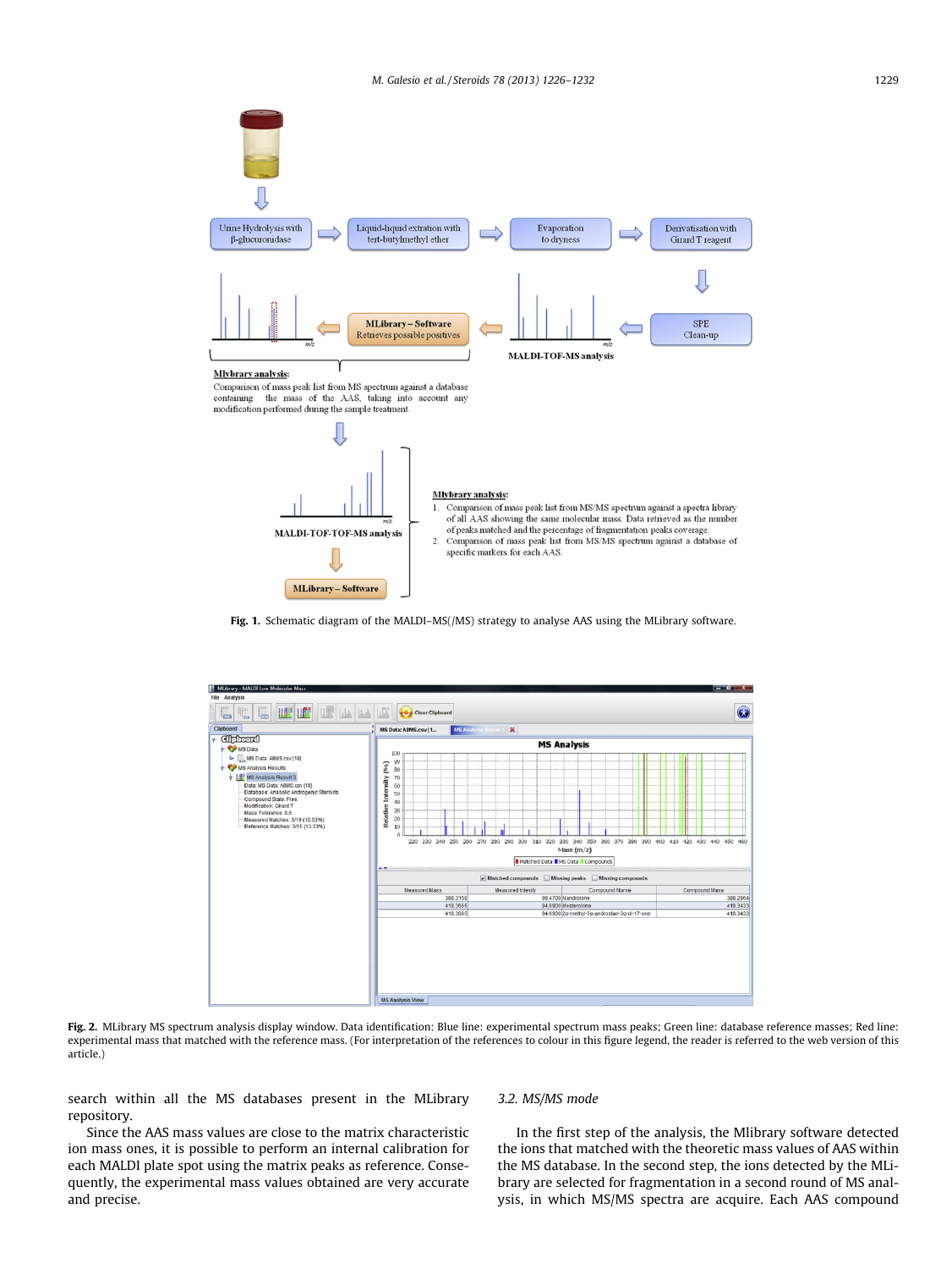Fig. 1. Schematic diagram of the MALDI–MS(/MS) strategy to analyse AAS using the MLibrary software.

Fig. 2. MLibrary MS spectrum analysis display window. Data identification: Blue line: experimental spectrum mass peaks; Green line: database reference masses; Red line: experimental mass that matched with the reference mass. (For interpretation of the references to colour in this figure legend, the reader is referred to the web version of this article.)

search within all the MS databases present in the MLibrary repository.

Since the AAS mass values are close to the matrix characteristic ion mass ones, it is possible to perform an internal calibration for each MALDI plate spot using the matrix peaks as reference. Consequently, the experimental mass values obtained are very accurate and precise.

### 3.2. MS/MS mode

In the first step of the analysis, the Mlibrary software detected the ions that matched with the theoretic mass values of AAS within the MS database. In the second step, the ions detected by the MLibrary are selected for fragmentation in a second round of MS analysis, in which MS/MS spectra are acquire. Each AAS compound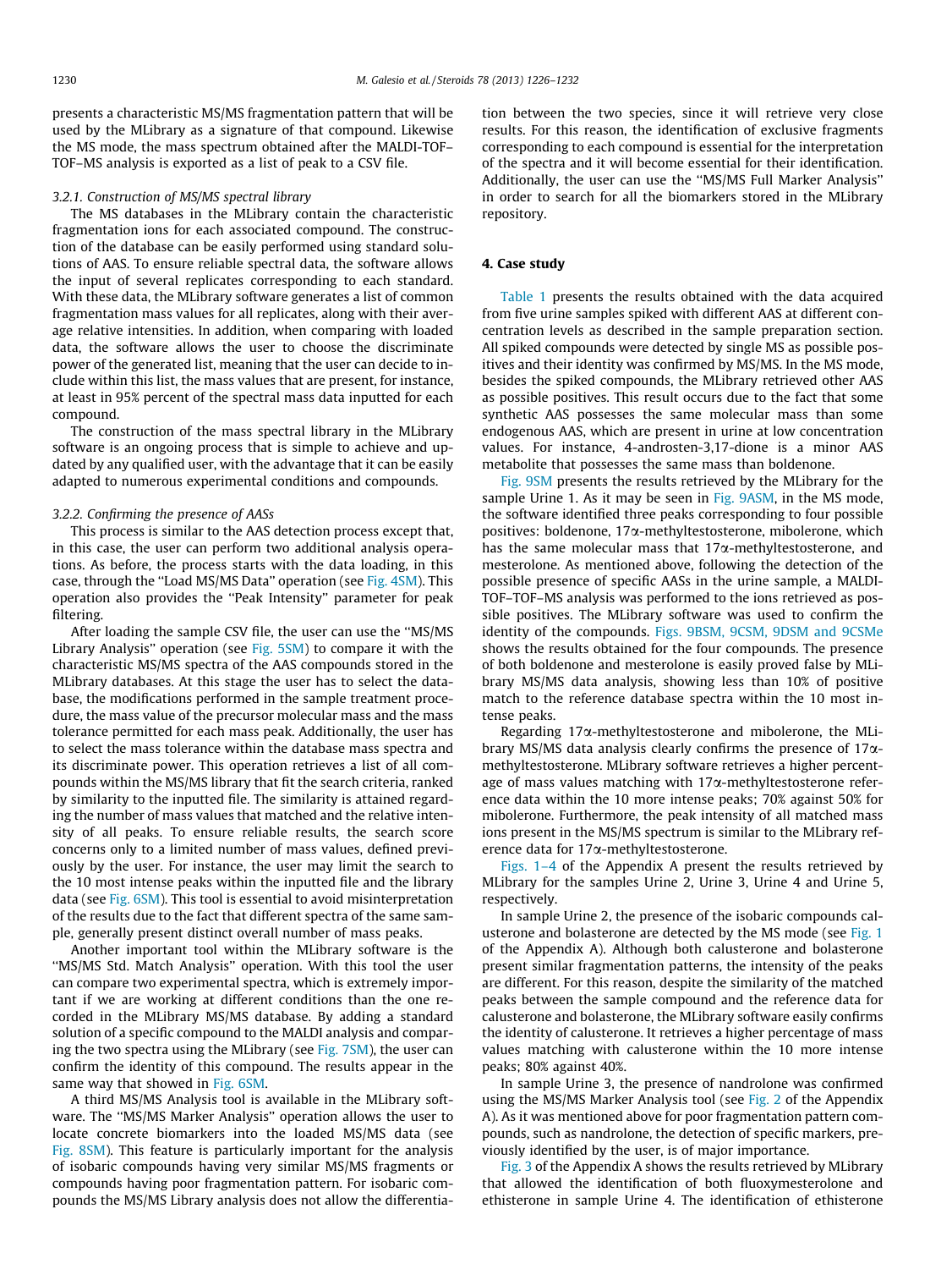presents a characteristic MS/MS fragmentation pattern that will be used by the MLibrary as a signature of that compound. Likewise the MS mode, the mass spectrum obtained after the MALDI-TOF–TOF–MS analysis is exported as a list of peak to a CSV file.

#### 3.2.1. Construction of MS/MS spectral library

The MS databases in the MLibrary contain the characteristic fragmentation ions for each associated compound. The construction of the database can be easily performed using standard solutions of AAS. To ensure reliable spectral data, the software allows the input of several replicates corresponding to each standard. With these data, the MLibrary software generates a list of common fragmentation mass values for all replicates, along with their average relative intensities. In addition, when comparing with loaded data, the software allows the user to choose the discriminate power of the generated list, meaning that the user can decide to include within this list, the mass values that are present, for instance, at least in 95% percent of the spectral mass data inputted for each compound.

The construction of the mass spectral library in the MLibrary software is an ongoing process that is simple to achieve and updated by any qualified user, with the advantage that it can be easily adapted to numerous experimental conditions and compounds.

#### 3.2.2. Confirming the presence of AASs

This process is similar to the AAS detection process except that, in this case, the user can perform two additional analysis operations. As before, the process starts with the data loading, in this case, through the "Load MS/MS Data" operation (see Fig. 4SM). This operation also provides the "Peak Intensity" parameter for peak filtering.

After loading the sample CSV file, the user can use the "MS/MS Library Analysis" operation (see Fig. 5SM) to compare it with the characteristic MS/MS spectra of the AAS compounds stored in the MLibrary databases. At this stage the user has to select the database, the modifications performed in the sample treatment procedure, the mass value of the precursor molecular mass and the mass tolerance permitted for each mass peak. Additionally, the user has to select the mass tolerance within the database mass spectra and its discriminate power. This operation retrieves a list of all compounds within the MS/MS library that fit the search criteria, ranked by similarity to the inputted file. The similarity is attained regarding the number of mass values that matched and the relative intensity of all peaks. To ensure reliable results, the search score concerns only to a limited number of mass values, defined previously by the user. For instance, the user may limit the search to the 10 most intense peaks within the inputted file and the library data (see Fig. 6SM). This tool is essential to avoid misinterpretation of the results due to the fact that different spectra of the same sample, generally present distinct overall number of mass peaks.

Another important tool within the MLibrary software is the "MS/MS Std. Match Analysis" operation. With this tool the user can compare two experimental spectra, which is extremely important if we are working at different conditions than the one recorded in the MLibrary MS/MS database. By adding a standard solution of a specific compound to the MALDI analysis and comparing the two spectra using the MLibrary (see Fig. 7SM), the user can confirm the identity of this compound. The results appear in the same way that showed in Fig. 6SM.

A third MS/MS Analysis tool is available in the MLibrary software. The "MS/MS Marker Analysis" operation allows the user to locate concrete biomarkers into the loaded MS/MS data (see Fig. 8SM). This feature is particularly important for the analysis of isobaric compounds having very similar MS/MS fragments or compounds having poor fragmentation pattern. For isobaric compounds the MS/MS Library analysis does not allow the differentiation between the two species, since it will retrieve very close results. For this reason, the identification of exclusive fragments corresponding to each compound is essential for the interpretation of the spectra and it will become essential for their identification. Additionally, the user can use the "MS/MS Full Marker Analysis" in order to search for all the biomarkers stored in the MLibrary repository.

## 4. Case study

Table 1 presents the results obtained with the data acquired from five urine samples spiked with different AAS at different concentration levels as described in the sample preparation section. All spiked compounds were detected by single MS as possible positives and their identity was confirmed by MS/MS. In the MS mode, besides the spiked compounds, the MLibrary retrieved other AAS as possible positives. This result occurs due to the fact that some synthetic AAS possesses the same molecular mass than some endogenous AAS, which are present in urine at low concentration values. For instance, 4-androsten-3,17-dione is a minor AAS metabolite that possesses the same mass than boldenone.

Fig. 9SM presents the results retrieved by the MLibrary for the sample Urine 1. As it may be seen in Fig. 9ASM, in the MS mode, the software identified three peaks corresponding to four possible positives: boldenone, 17α-methyltestosterone, mibolerone, which has the same molecular mass that 17α-methyltestosterone, and mesterolone. As mentioned above, following the detection of the possible presence of specific AASs in the urine sample, a MALDI-TOF–TOF–MS analysis was performed to the ions retrieved as possible positives. The MLibrary software was used to confirm the identity of the compounds. Figs. 9BSM, 9CSM, 9DSM and 9CSMe shows the results obtained for the four compounds. The presence of both boldenone and mesterolone is easily proved false by MLibrary MS/MS data analysis, showing less than 10% of positive match to the reference database spectra within the 10 most intense peaks.

Regarding 17α-methyltestosterone and mibolerone, the MLibrary MS/MS data analysis clearly confirms the presence of 17α-methyltestosterone. MLibrary software retrieves a higher percentage of mass values matching with 17α-methyltestosterone reference data within the 10 more intense peaks; 70% against 50% for mibolerone. Furthermore, the peak intensity of all matched mass ions present in the MS/MS spectrum is similar to the MLibrary reference data for 17α-methyltestosterone.

Figs. 1–4 of the Appendix A present the results retrieved by MLibrary for the samples Urine 2, Urine 3, Urine 4 and Urine 5, respectively.

In sample Urine 2, the presence of the isobaric compounds calusterone and bolasterone are detected by the MS mode (see Fig. 1 of the Appendix A). Although both calusterone and bolasterone present similar fragmentation patterns, the intensity of the peaks are different. For this reason, despite the similarity of the matched peaks between the sample compound and the reference data for calusterone and bolasterone, the MLibrary software easily confirms the identity of calusterone. It retrieves a higher percentage of mass values matching with calusterone within the 10 more intense peaks; 80% against 40%.

In sample Urine 3, the presence of nandrolone was confirmed using the MS/MS Marker Analysis tool (see Fig. 2 of the Appendix A). As it was mentioned above for poor fragmentation pattern compounds, such as nandrolone, the detection of specific markers, previously identified by the user, is of major importance.

Fig. 3 of the Appendix A shows the results retrieved by MLibrary that allowed the identification of both fluoxymesterolone and ethisterone in sample Urine 4. The identification of ethisterone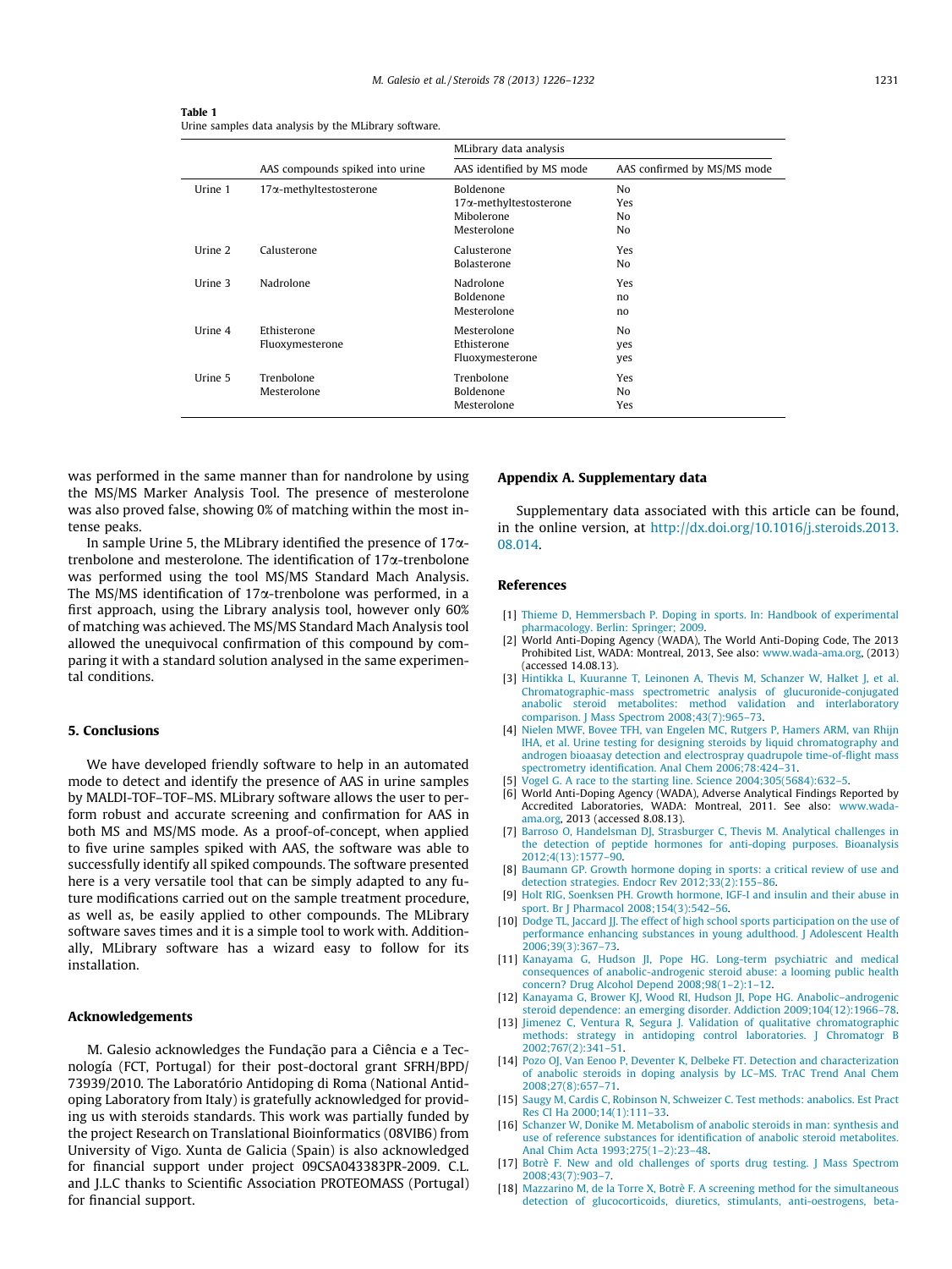**Table 1**
Urine samples data analysis by the MLibrary software.

| | AAS compounds spiked into urine | MLibrary data analysis | |
|---|---|---|---|
| | | AAS identified by MS mode | AAS confirmed by MS/MS mode |
| Urine 1 | 17α-methyltestosterone | Boldenone | No |
| | | 17α-methyltestosterone | Yes |
| | | Mibolerone | No |
| | | Mesterolone | No |
| Urine 2 | Calusterone | Calusterone | Yes |
| | | Bolasterone | No |
| Urine 3 | Nadrolone | Nadrolone | Yes |
| | | Boldenone | no |
| | | Mesterolone | no |
| Urine 4 | Ethisterone | Mesterolone | No |
| | Fluoxymesterone | Ethisterone | yes |
| | | Fluoxymesterone | yes |
| Urine 5 | Trenbolone | Trenbolone | Yes |
| | Mesterolone | Boldenone | No |
| | | Mesterolone | Yes |

was performed in the same manner than for nandrolone by using the MS/MS Marker Analysis Tool. The presence of mesterolone was also proved false, showing 0% of matching within the most intense peaks.

In sample Urine 5, the MLibrary identified the presence of 17α-trenbolone and mesterolone. The identification of 17α-trenbolone was performed using the tool MS/MS Standard Mach Analysis. The MS/MS identification of 17α-trenbolone was performed, in a first approach, using the Library analysis tool, however only 60% of matching was achieved. The MS/MS Standard Mach Analysis tool allowed the unequivocal confirmation of this compound by comparing it with a standard solution analysed in the same experimental conditions.

## 5. Conclusions

We have developed friendly software to help in an automated mode to detect and identify the presence of AAS in urine samples by MALDI-TOF–TOF–MS. MLibrary software allows the user to perform robust and accurate screening and confirmation for AAS in both MS and MS/MS mode. As a proof-of-concept, when applied to five urine samples spiked with AAS, the software was able to successfully identify all spiked compounds. The software presented here is a very versatile tool that can be simply adapted to any future modifications carried out on the sample treatment procedure, as well as, be easily applied to other compounds. The MLibrary software saves times and it is a simple tool to work with. Additionally, MLibrary software has a wizard easy to follow for its installation.

## Acknowledgements

M. Galesio acknowledges the Fundação para a Ciência e a Tecnología (FCT, Portugal) for their post-doctoral grant SFRH/BPD/73939/2010. The Laboratório Antidoping di Roma (National Antidoping Laboratory from Italy) is gratefully acknowledged for providing us with steroids standards. This work was partially funded by the project Research on Translational Bioinformatics (08VIB6) from University of Vigo. Xunta de Galicia (Spain) is also acknowledged for financial support under project 09CSA043383PR-2009. C.L. and J.L.C thanks to Scientific Association PROTEOMASS (Portugal) for financial support.

## Appendix A. Supplementary data

Supplementary data associated with this article can be found, in the online version, at http://dx.doi.org/10.1016/j.steroids.2013.08.014.

## References

[1] Thieme D, Hemmersbach P. Doping in sports. In: Handbook of experimental pharmacology. Berlin: Springer; 2009.

[2] World Anti-Doping Agency (WADA), The World Anti-Doping Code, The 2013 Prohibited List, WADA: Montreal, 2013, See also: www.wada-ama.org, (2013) (accessed 14.08.13).

[3] Hintikka L, Kuuranne T, Leinonen A, Thevis M, Schanzer W, Halket J, et al. Chromatographic-mass spectrometric analysis of glucuronide-conjugated anabolic steroid metabolites: method validation and interlaboratory comparison. J Mass Spectrom 2008;43(7):965–73.

[4] Nielen MWF, Bovee TFH, van Engelen MC, Rutgers P, Hamers ARM, van Rhijn IHA, et al. Urine testing for designing steroids by liquid chromatography and androgen bioaasay detection and electrospray quadrupole time-of-flight mass spectrometry identification. Anal Chem 2006;78:424–31.

[5] Vogel G. A race to the starting line. Science 2004;305(5684):632–5.

[6] World Anti-Doping Agency (WADA), Adverse Analytical Findings Reported by Accredited Laboratories, WADA: Montreal, 2011. See also: www.wada-ama.org, 2013 (accessed 8.08.13).

[7] Barroso O, Handelsman DJ, Strasburger C, Thevis M. Analytical challenges in the detection of peptide hormones for anti-doping purposes. Bioanalysis 2012;4(13):1577–90.

[8] Baumann GP. Growth hormone doping in sports: a critical review of use and detection strategies. Endocr Rev 2012;33(2):155–86.

[9] Holt RIG, Soenksen PH. Growth hormone, IGF-I and insulin and their abuse in sport. Br J Pharmacol 2008;154(3):542–56.

[10] Dodge TL, Jaccard JJ. The effect of high school sports participation on the use of performance enhancing substances in young adulthood. J Adolescent Health 2006;39(3):367–73.

[11] Kanayama G, Hudson JI, Pope HG. Long-term psychiatric and medical consequences of anabolic-androgenic steroid abuse: a looming public health concern? Drug Alcohol Depend 2008;98(1–2):1–12.

[12] Kanayama G, Brower KJ, Wood RI, Hudson JI, Pope HG. Anabolic–androgenic steroid dependence: an emerging disorder. Addiction 2009;104(12):1966–78.

[13] Jimenez C, Ventura R, Segura J. Validation of qualitative chromatographic methods: strategy in antidoping control laboratories. J Chromatogr B 2002;767(2):341–51.

[14] Pozo OJ, Van Eenoo P, Deventer K, Delbeke FT. Detection and characterization of anabolic steroids in doping analysis by LC–MS. TrAC Trend Anal Chem 2008;27(8):657–71.

[15] Saugy M, Cardis C, Robinson N, Schweizer C. Test methods: anabolics. Est Pract Res Cl Ha 2000;14(1):111–33.

[16] Schanzer W, Donike M. Metabolism of anabolic steroids in man: synthesis and use of reference substances for identification of anabolic steroid metabolites. Anal Chim Acta 1993;275(1–2):23–48.

[17] Botrè F. New and old challenges of sports drug testing. J Mass Spectrom 2008;43(7):903–7.

[18] Mazzarino M, de la Torre X, Botrè F. A screening method for the simultaneous detection of glucocorticoids, diuretics, stimulants, anti-oestrogens, beta-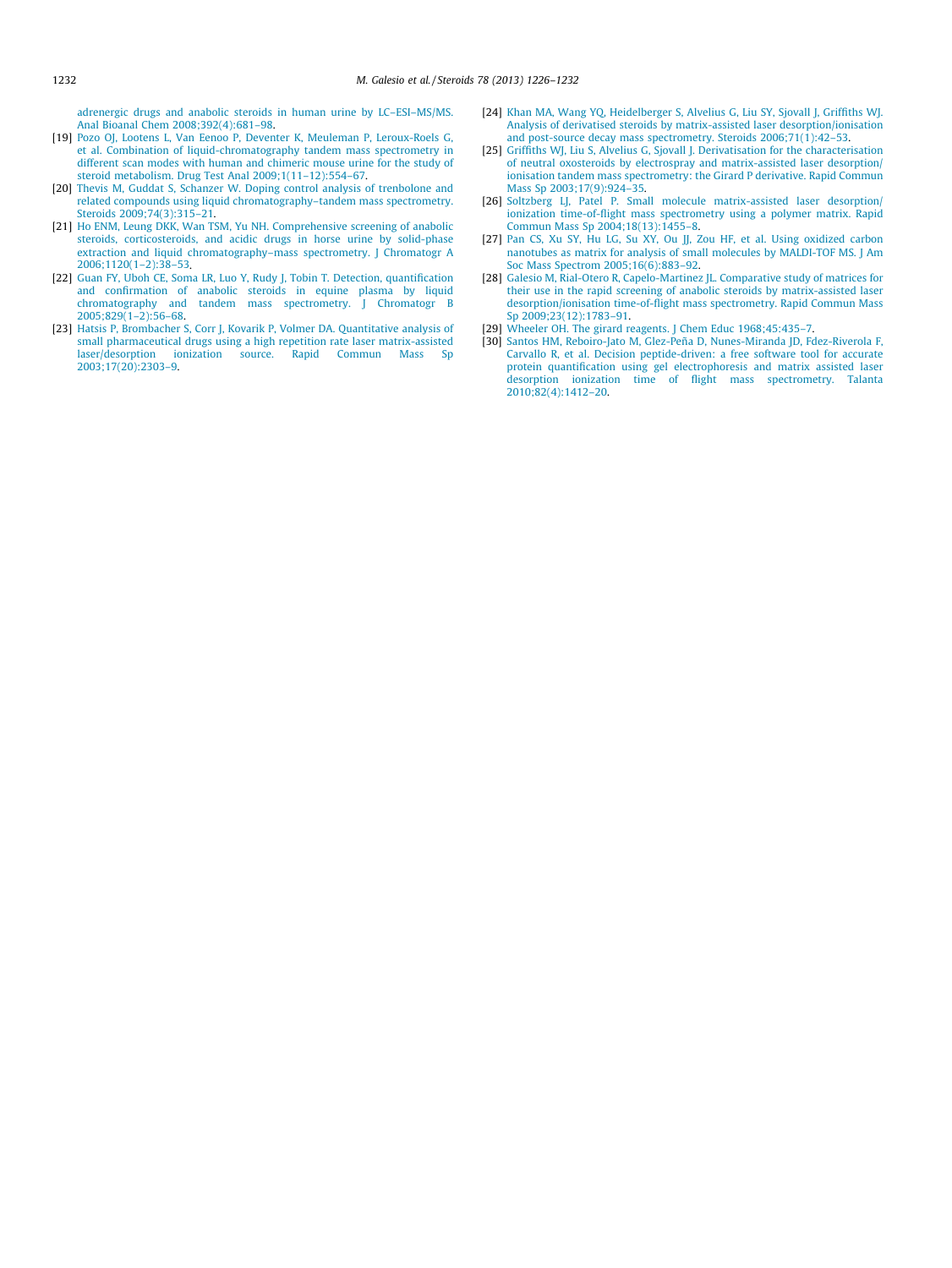adrenergic drugs and anabolic steroids in human urine by LC–ESI–MS/MS. Anal Bioanal Chem 2008;392(4):681–98.

[19] Pozo OJ, Lootens L, Van Eenoo P, Deventer K, Meuleman P, Leroux-Roels G, et al. Combination of liquid-chromatography tandem mass spectrometry in different scan modes with human and chimeric mouse urine for the study of steroid metabolism. Drug Test Anal 2009;1(11–12):554–67.

[20] Thevis M, Guddat S, Schanzer W. Doping control analysis of trenbolone and related compounds using liquid chromatography–tandem mass spectrometry. Steroids 2009;74(3):315–21.

[21] Ho ENM, Leung DKK, Wan TSM, Yu NH. Comprehensive screening of anabolic steroids, corticosteroids, and acidic drugs in horse urine by solid-phase extraction and liquid chromatography–mass spectrometry. J Chromatogr A 2006;1120(1–2):38–53.

[22] Guan FY, Uboh CE, Soma LR, Luo Y, Rudy J, Tobin T. Detection, quantification and confirmation of anabolic steroids in equine plasma by liquid chromatography and tandem mass spectrometry. J Chromatogr B 2005;829(1–2):56–68.

[23] Hatsis P, Brombacher S, Corr J, Kovarik P, Volmer DA. Quantitative analysis of small pharmaceutical drugs using a high repetition rate laser matrix-assisted laser/desorption ionization source. Rapid Commun Mass Sp 2003;17(20):2303–9.

[24] Khan MA, Wang YQ, Heidelberger S, Alvelius G, Liu SY, Sjovall J, Griffiths WJ. Analysis of derivatised steroids by matrix-assisted laser desorption/ionisation and post-source decay mass spectrometry. Steroids 2006;71(1):42–53.

[25] Griffiths WJ, Liu S, Alvelius G, Sjovall J. Derivatisation for the characterisation of neutral oxosteroids by electrospray and matrix-assisted laser desorption/ionisation tandem mass spectrometry: the Girard P derivative. Rapid Commun Mass Sp 2003;17(9):924–35.

[26] Soltzberg LJ, Patel P. Small molecule matrix-assisted laser desorption/ionization time-of-flight mass spectrometry using a polymer matrix. Rapid Commun Mass Sp 2004;18(13):1455–8.

[27] Pan CS, Xu SY, Hu LG, Su XY, Ou JJ, Zou HF, et al. Using oxidized carbon nanotubes as matrix for analysis of small molecules by MALDI-TOF MS. J Am Soc Mass Spectrom 2005;16(6):883–92.

[28] Galesio M, Rial-Otero R, Capelo-Martinez JL. Comparative study of matrices for their use in the rapid screening of anabolic steroids by matrix-assisted laser desorption/ionisation time-of-flight mass spectrometry. Rapid Commun Mass Sp 2009;23(12):1783–91.

[29] Wheeler OH. The girard reagents. J Chem Educ 1968;45:435–7.

[30] Santos HM, Reboiro-Jato M, Glez-Peña D, Nunes-Miranda JD, Fdez-Riverola F, Carvallo R, et al. Decision peptide-driven: a free software tool for accurate protein quantification using gel electrophoresis and matrix assisted laser desorption ionization time of flight mass spectrometry. Talanta 2010;82(4):1412–20.